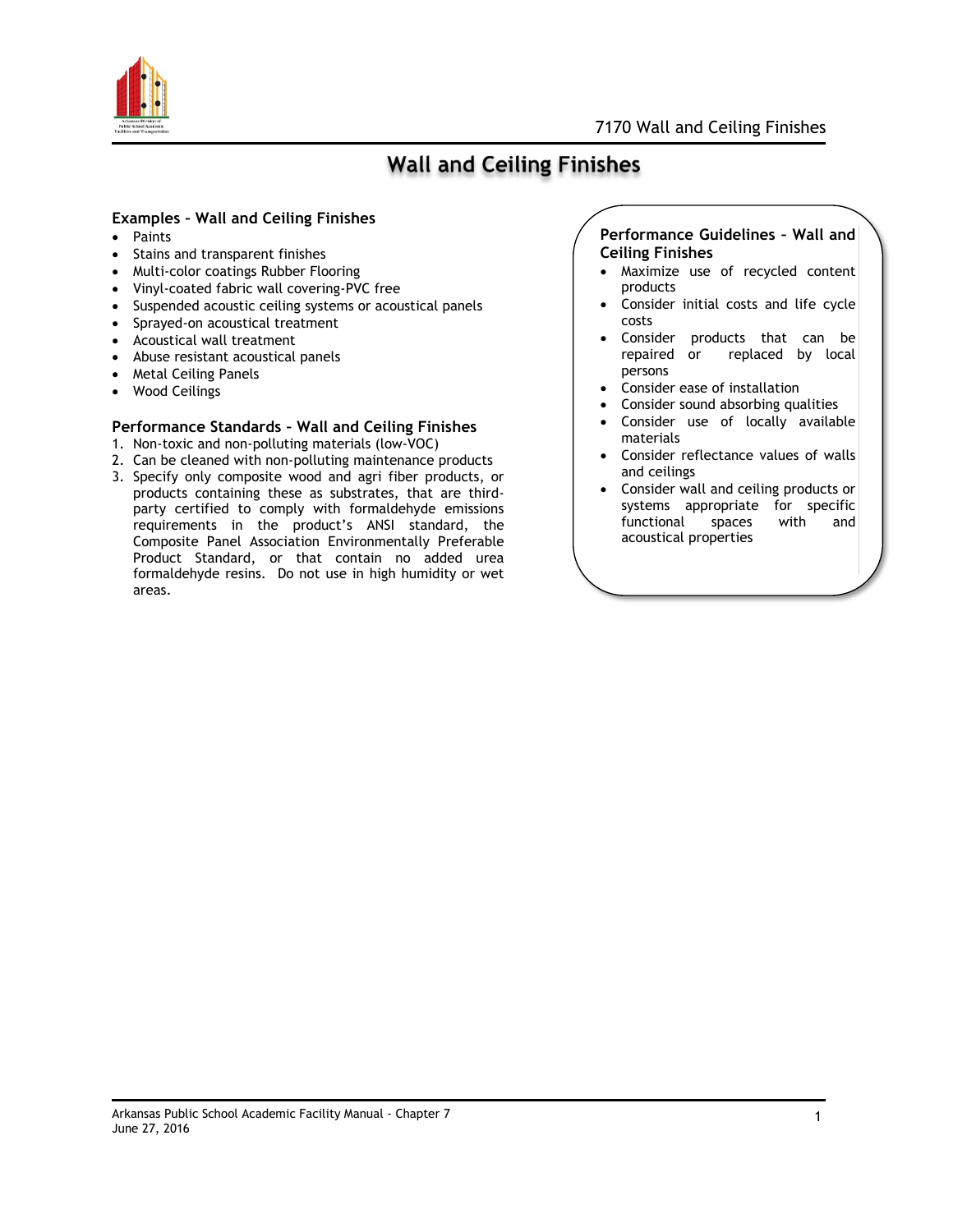# Wall and Ceiling Finishes

### Examples – Wall and Ceiling Finishes

- Paints
- Stains and transparent finishes
- Multi-color coatings Rubber Flooring
- Vinyl-coated fabric wall covering-PVC free
- Suspended acoustic ceiling systems or acoustical panels
- Sprayed-on acoustical treatment
- Acoustical wall treatment
- Abuse resistant acoustical panels
- Metal Ceiling Panels
- Wood Ceilings

### Performance Standards – Wall and Ceiling Finishes

1. Non-toxic and non-polluting materials (low-VOC)
2. Can be cleaned with non-polluting maintenance products
3. Specify only composite wood and agri fiber products, or products containing these as substrates, that are third-party certified to comply with formaldehyde emissions requirements in the product's ANSI standard, the Composite Panel Association Environmentally Preferable Product Standard, or that contain no added urea formaldehyde resins. Do not use in high humidity or wet areas.

### Performance Guidelines – Wall and Ceiling Finishes

- Maximize use of recycled content products
- Consider initial costs and life cycle costs
- Consider products that can be repaired or replaced by local persons
- Consider ease of installation
- Consider sound absorbing qualities
- Consider use of locally available materials
- Consider reflectance values of walls and ceilings
- Consider wall and ceiling products or systems appropriate for specific functional spaces with and acoustical properties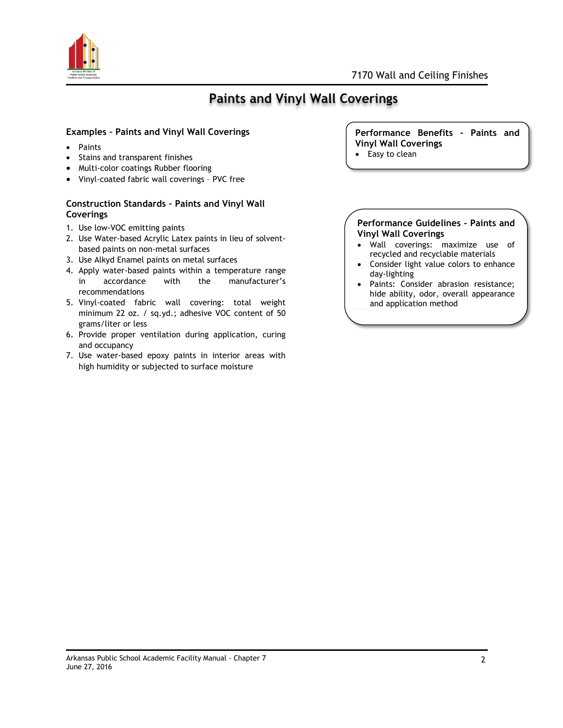# Paints and Vinyl Wall Coverings

### Examples – Paints and Vinyl Wall Coverings

- Paints
- Stains and transparent finishes
- Multi-color coatings Rubber flooring
- Vinyl-coated fabric wall coverings – PVC free

### Construction Standards – Paints and Vinyl Wall Coverings

1. Use low-VOC emitting paints
2. Use Water-based Acrylic Latex paints in lieu of solvent-based paints on non-metal surfaces
3. Use Alkyd Enamel paints on metal surfaces
4. Apply water-based paints within a temperature range in accordance with the manufacturer's recommendations
5. Vinyl-coated fabric wall covering: total weight minimum 22 oz. / sq.yd.; adhesive VOC content of 50 grams/liter or less
6. Provide proper ventilation during application, curing and occupancy
7. Use water-based epoxy paints in interior areas with high humidity or subjected to surface moisture

### Performance Benefits - Paints and Vinyl Wall Coverings

- Easy to clean

### Performance Guidelines - Paints and Vinyl Wall Coverings

- Wall coverings: maximize use of recycled and recyclable materials
- Consider light value colors to enhance day-lighting
- Paints: Consider abrasion resistance; hide ability, odor, overall appearance and application method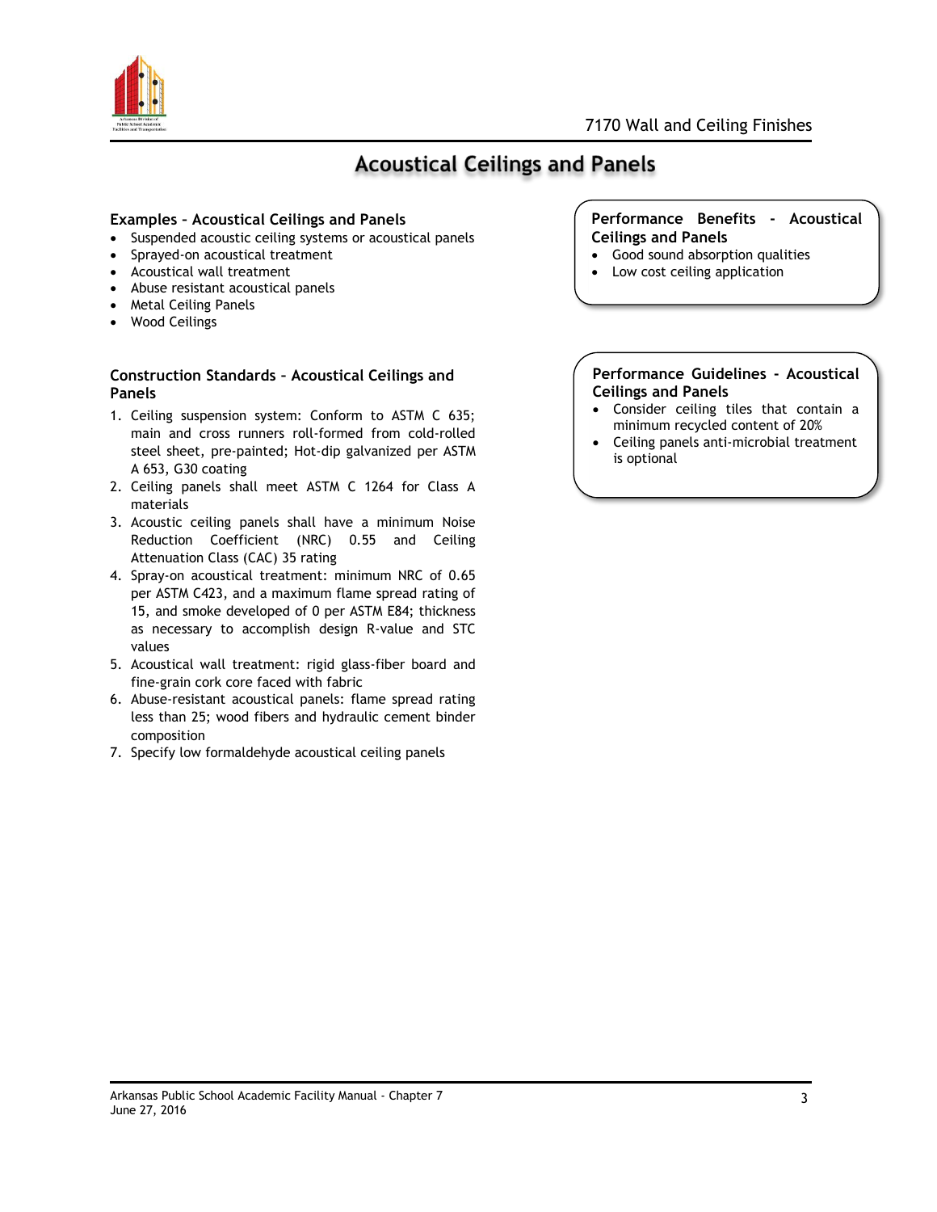# Acoustical Ceilings and Panels

### Examples – Acoustical Ceilings and Panels

- Suspended acoustic ceiling systems or acoustical panels
- Sprayed-on acoustical treatment
- Acoustical wall treatment
- Abuse resistant acoustical panels
- Metal Ceiling Panels
- Wood Ceilings

### Construction Standards – Acoustical Ceilings and Panels

1. Ceiling suspension system: Conform to ASTM C 635; main and cross runners roll-formed from cold-rolled steel sheet, pre-painted; Hot-dip galvanized per ASTM A 653, G30 coating
2. Ceiling panels shall meet ASTM C 1264 for Class A materials
3. Acoustic ceiling panels shall have a minimum Noise Reduction Coefficient (NRC) 0.55 and Ceiling Attenuation Class (CAC) 35 rating
4. Spray-on acoustical treatment: minimum NRC of 0.65 per ASTM C423, and a maximum flame spread rating of 15, and smoke developed of 0 per ASTM E84; thickness as necessary to accomplish design R-value and STC values
5. Acoustical wall treatment: rigid glass-fiber board and fine-grain cork core faced with fabric
6. Abuse-resistant acoustical panels: flame spread rating less than 25; wood fibers and hydraulic cement binder composition
7. Specify low formaldehyde acoustical ceiling panels

### Performance Benefits - Acoustical Ceilings and Panels

- Good sound absorption qualities
- Low cost ceiling application

### Performance Guidelines - Acoustical Ceilings and Panels

- Consider ceiling tiles that contain a minimum recycled content of 20%
- Ceiling panels anti-microbial treatment is optional